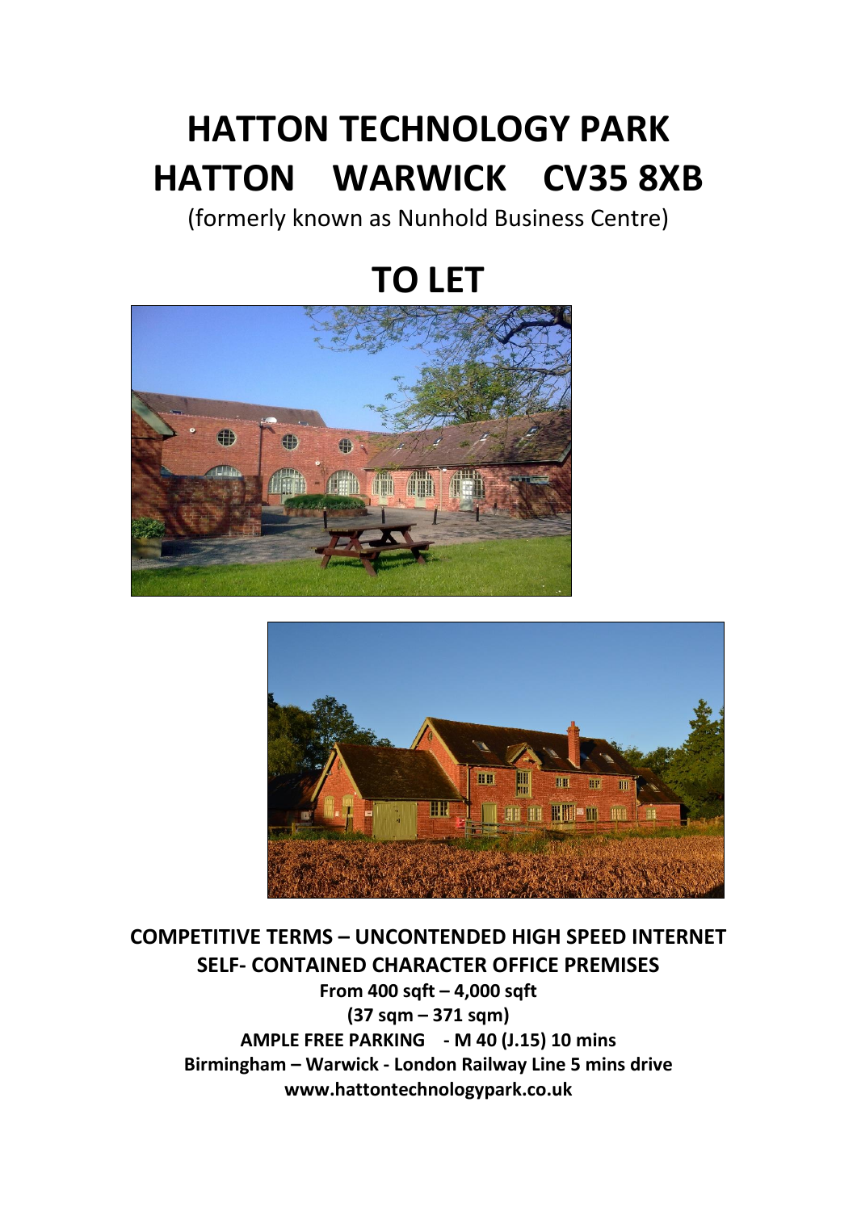# HATTON TECHNOLOGY PARK
# HATTON WARWICK CV35 8XB

(formerly known as Nunhold Business Centre)

# TO LET

**COMPETITIVE TERMS – UNCONTENDED HIGH SPEED INTERNET**
**SELF- CONTAINED CHARACTER OFFICE PREMISES**
**From 400 sqft – 4,000 sqft**
**(37 sqm – 371 sqm)**
**AMPLE FREE PARKING - M 40 (J.15) 10 mins**
**Birmingham – Warwick - London Railway Line 5 mins drive**
**www.hattontechnologypark.co.uk**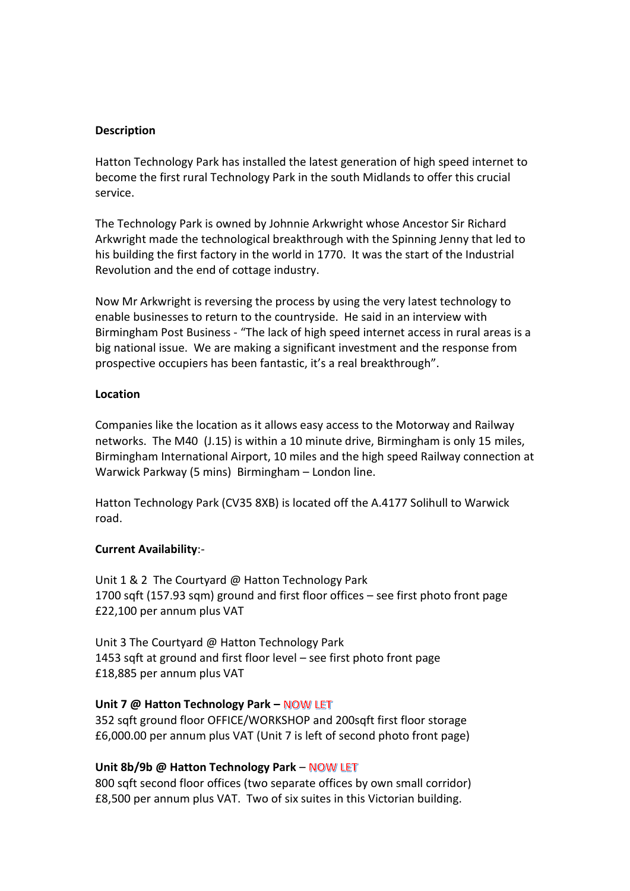**Description**

Hatton Technology Park has installed the latest generation of high speed internet to become the first rural Technology Park in the south Midlands to offer this crucial service.

The Technology Park is owned by Johnnie Arkwright whose Ancestor Sir Richard Arkwright made the technological breakthrough with the Spinning Jenny that led to his building the first factory in the world in 1770. It was the start of the Industrial Revolution and the end of cottage industry.

Now Mr Arkwright is reversing the process by using the very latest technology to enable businesses to return to the countryside. He said in an interview with Birmingham Post Business - "The lack of high speed internet access in rural areas is a big national issue. We are making a significant investment and the response from prospective occupiers has been fantastic, it's a real breakthrough".

**Location**

Companies like the location as it allows easy access to the Motorway and Railway networks. The M40 (J.15) is within a 10 minute drive, Birmingham is only 15 miles, Birmingham International Airport, 10 miles and the high speed Railway connection at Warwick Parkway (5 mins) Birmingham – London line.

Hatton Technology Park (CV35 8XB) is located off the A.4177 Solihull to Warwick road.

**Current Availability**:-

Unit 1 & 2 The Courtyard @ Hatton Technology Park
1700 sqft (157.93 sqm) ground and first floor offices – see first photo front page
£22,100 per annum plus VAT

Unit 3 The Courtyard @ Hatton Technology Park
1453 sqft at ground and first floor level – see first photo front page
£18,885 per annum plus VAT

**Unit 7 @ Hatton Technology Park –** NOW LET
352 sqft ground floor OFFICE/WORKSHOP and 200sqft first floor storage
£6,000.00 per annum plus VAT (Unit 7 is left of second photo front page)

**Unit 8b/9b @ Hatton Technology Park** – NOW LET
800 sqft second floor offices (two separate offices by own small corridor)
£8,500 per annum plus VAT. Two of six suites in this Victorian building.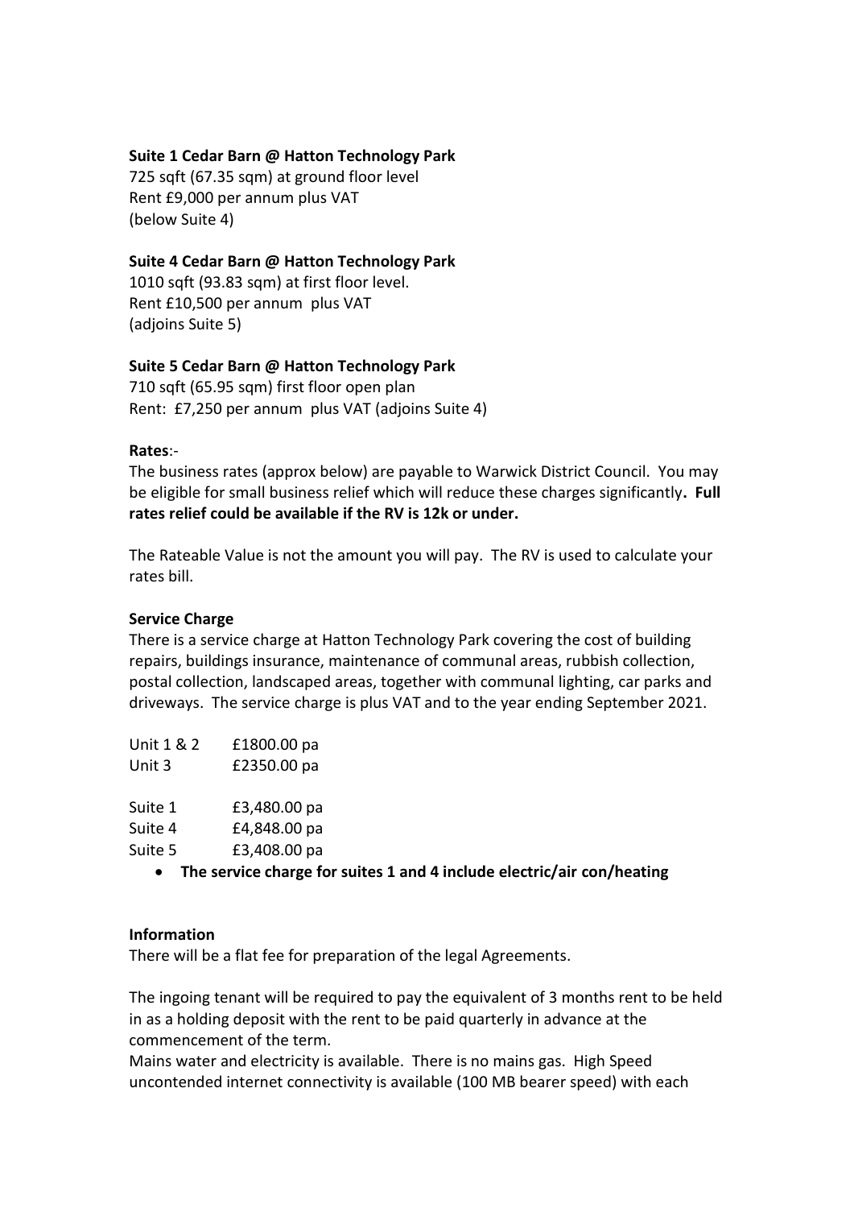**Suite 1 Cedar Barn @ Hatton Technology Park**
725 sqft (67.35 sqm) at ground floor level
Rent £9,000 per annum plus VAT
(below Suite 4)

**Suite 4 Cedar Barn @ Hatton Technology Park**
1010 sqft (93.83 sqm) at first floor level.
Rent £10,500 per annum plus VAT
(adjoins Suite 5)

**Suite 5 Cedar Barn @ Hatton Technology Park**
710 sqft (65.95 sqm) first floor open plan
Rent: £7,250 per annum plus VAT (adjoins Suite 4)

**Rates**:-
The business rates (approx below) are payable to Warwick District Council. You may be eligible for small business relief which will reduce these charges significantly**. Full rates relief could be available if the RV is 12k or under.**

The Rateable Value is not the amount you will pay. The RV is used to calculate your rates bill.

**Service Charge**
There is a service charge at Hatton Technology Park covering the cost of building repairs, buildings insurance, maintenance of communal areas, rubbish collection, postal collection, landscaped areas, together with communal lighting, car parks and driveways. The service charge is plus VAT and to the year ending September 2021.

Unit 1 & 2 £1800.00 pa
Unit 3 £2350.00 pa

Suite 1 £3,480.00 pa
Suite 4 £4,848.00 pa
Suite 5 £3,408.00 pa

- **The service charge for suites 1 and 4 include electric/air con/heating**

**Information**
There will be a flat fee for preparation of the legal Agreements.

The ingoing tenant will be required to pay the equivalent of 3 months rent to be held in as a holding deposit with the rent to be paid quarterly in advance at the commencement of the term.
Mains water and electricity is available. There is no mains gas. High Speed uncontended internet connectivity is available (100 MB bearer speed) with each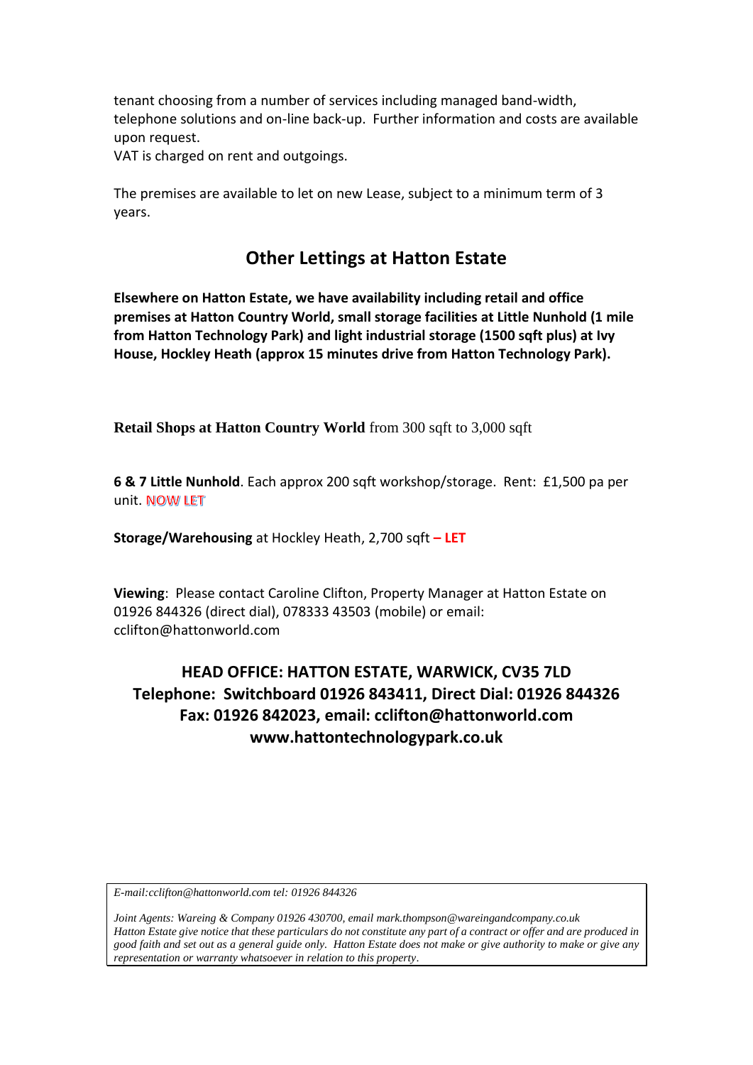tenant choosing from a number of services including managed band-width, telephone solutions and on-line back-up. Further information and costs are available upon request.

VAT is charged on rent and outgoings.

The premises are available to let on new Lease, subject to a minimum term of 3 years.

## Other Lettings at Hatton Estate

**Elsewhere on Hatton Estate, we have availability including retail and office premises at Hatton Country World, small storage facilities at Little Nunhold (1 mile from Hatton Technology Park) and light industrial storage (1500 sqft plus) at Ivy House, Hockley Heath (approx 15 minutes drive from Hatton Technology Park).**

**Retail Shops at Hatton Country World** from 300 sqft to 3,000 sqft

**6 & 7 Little Nunhold**. Each approx 200 sqft workshop/storage. Rent: £1,500 pa per unit. **NOW LET**

**Storage/Warehousing** at Hockley Heath, 2,700 sqft **– LET**

**Viewing**: Please contact Caroline Clifton, Property Manager at Hatton Estate on 01926 844326 (direct dial), 078333 43503 (mobile) or email: cclifton@hattonworld.com

**HEAD OFFICE: HATTON ESTATE, WARWICK, CV35 7LD**
**Telephone: Switchboard 01926 843411, Direct Dial: 01926 844326**
**Fax: 01926 842023, email: cclifton@hattonworld.com**
**www.hattontechnologypark.co.uk**

*E-mail:cclifton@hattonworld.com tel: 01926 844326*

*Joint Agents: Wareing & Company 01926 430700, email mark.thompson@wareingandcompany.co.uk*
*Hatton Estate give notice that these particulars do not constitute any part of a contract or offer and are produced in good faith and set out as a general guide only. Hatton Estate does not make or give authority to make or give any representation or warranty whatsoever in relation to this property.*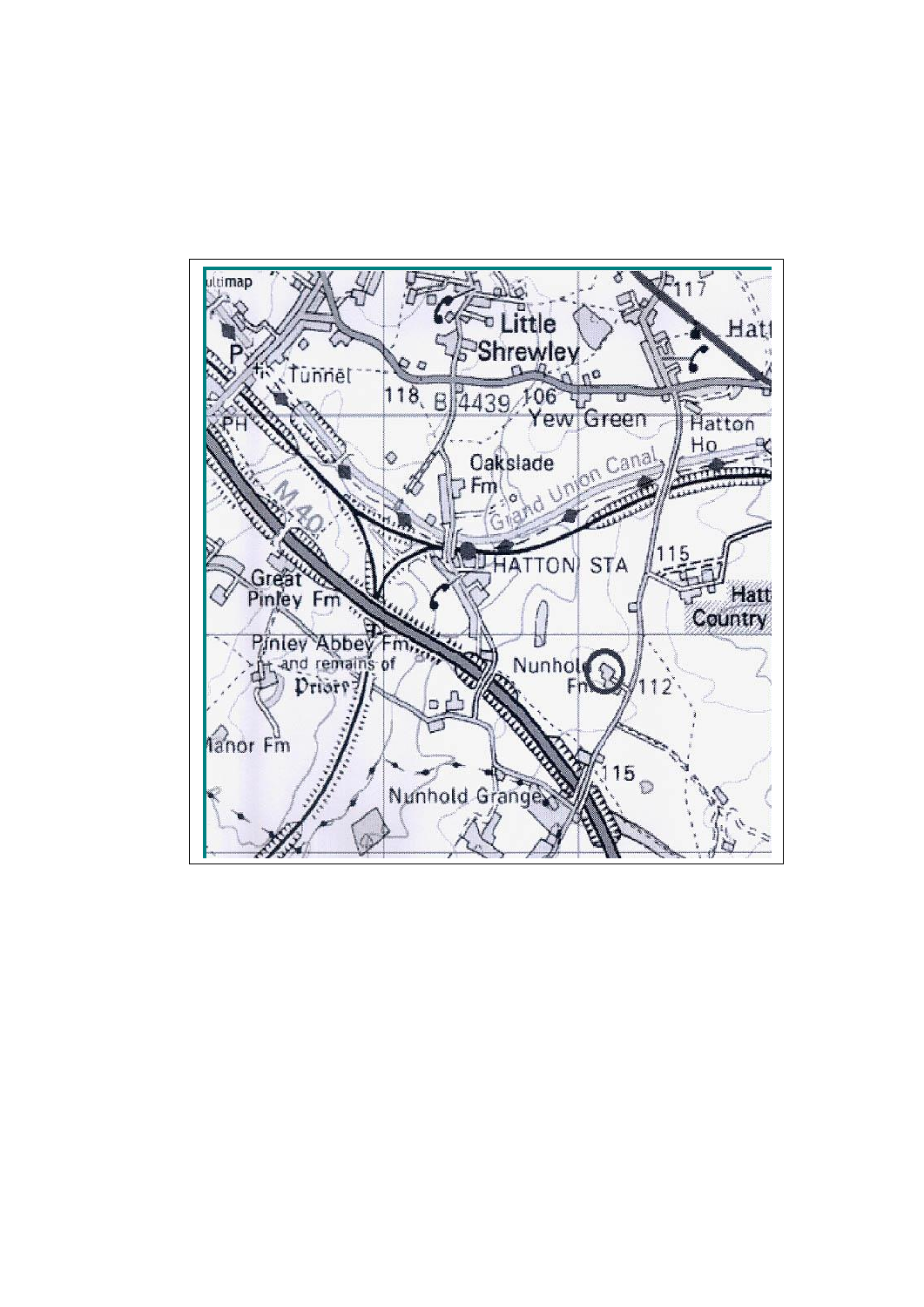ultimap

Little Shrewley

Hatt

P

Tunnel

118

B 4439

106

Yew Green

Hatton Ho

117

PH

Oakslade Fm

Grand Union Canal

M40

HATTON STA

115

Hatt Country

Great Pinley Fm

Pinley Abbey Fm and remains of Priory

Nunhold Fm

112

Manor Fm

115

Nunhold Grange